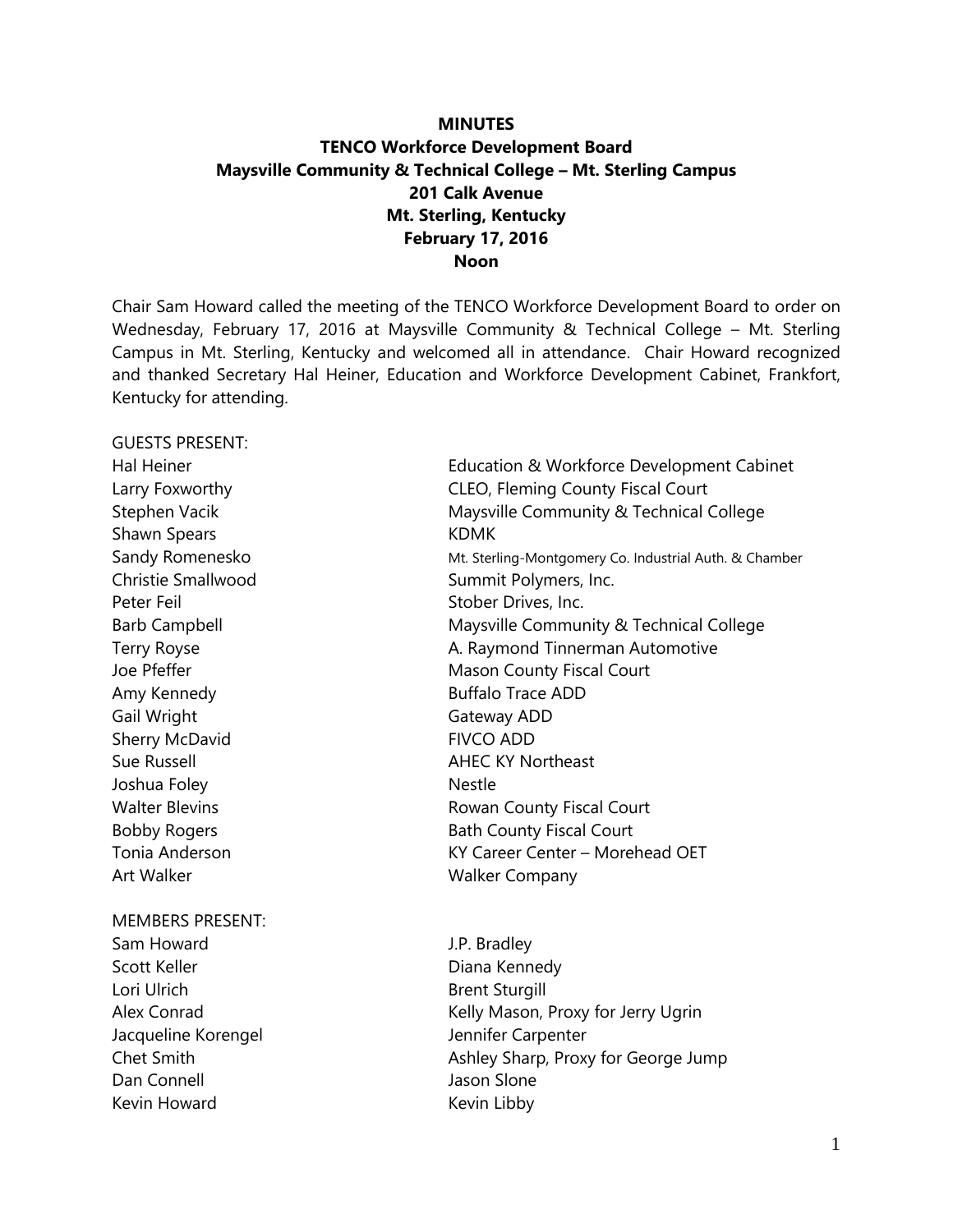# MINUTES

## TENCO Workforce Development Board
## Maysville Community & Technical College – Mt. Sterling Campus
## 201 Calk Avenue
## Mt. Sterling, Kentucky
## February 17, 2016
## Noon

Chair Sam Howard called the meeting of the TENCO Workforce Development Board to order on Wednesday, February 17, 2016 at Maysville Community & Technical College – Mt. Sterling Campus in Mt. Sterling, Kentucky and welcomed all in attendance. Chair Howard recognized and thanked Secretary Hal Heiner, Education and Workforce Development Cabinet, Frankfort, Kentucky for attending.

GUESTS PRESENT:

| | |
|---|---|
| Hal Heiner | Education & Workforce Development Cabinet |
| Larry Foxworthy | CLEO, Fleming County Fiscal Court |
| Stephen Vacik | Maysville Community & Technical College |
| Shawn Spears | KDMK |
| Sandy Romenesko | Mt. Sterling-Montgomery Co. Industrial Auth. & Chamber |
| Christie Smallwood | Summit Polymers, Inc. |
| Peter Feil | Stober Drives, Inc. |
| Barb Campbell | Maysville Community & Technical College |
| Terry Royse | A. Raymond Tinnerman Automotive |
| Joe Pfeffer | Mason County Fiscal Court |
| Amy Kennedy | Buffalo Trace ADD |
| Gail Wright | Gateway ADD |
| Sherry McDavid | FIVCO ADD |
| Sue Russell | AHEC KY Northeast |
| Joshua Foley | Nestle |
| Walter Blevins | Rowan County Fiscal Court |
| Bobby Rogers | Bath County Fiscal Court |
| Tonia Anderson | KY Career Center – Morehead OET |
| Art Walker | Walker Company |

MEMBERS PRESENT:

| | |
|---|---|
| Sam Howard | J.P. Bradley |
| Scott Keller | Diana Kennedy |
| Lori Ulrich | Brent Sturgill |
| Alex Conrad | Kelly Mason, Proxy for Jerry Ugrin |
| Jacqueline Korengel | Jennifer Carpenter |
| Chet Smith | Ashley Sharp, Proxy for George Jump |
| Dan Connell | Jason Slone |
| Kevin Howard | Kevin Libby |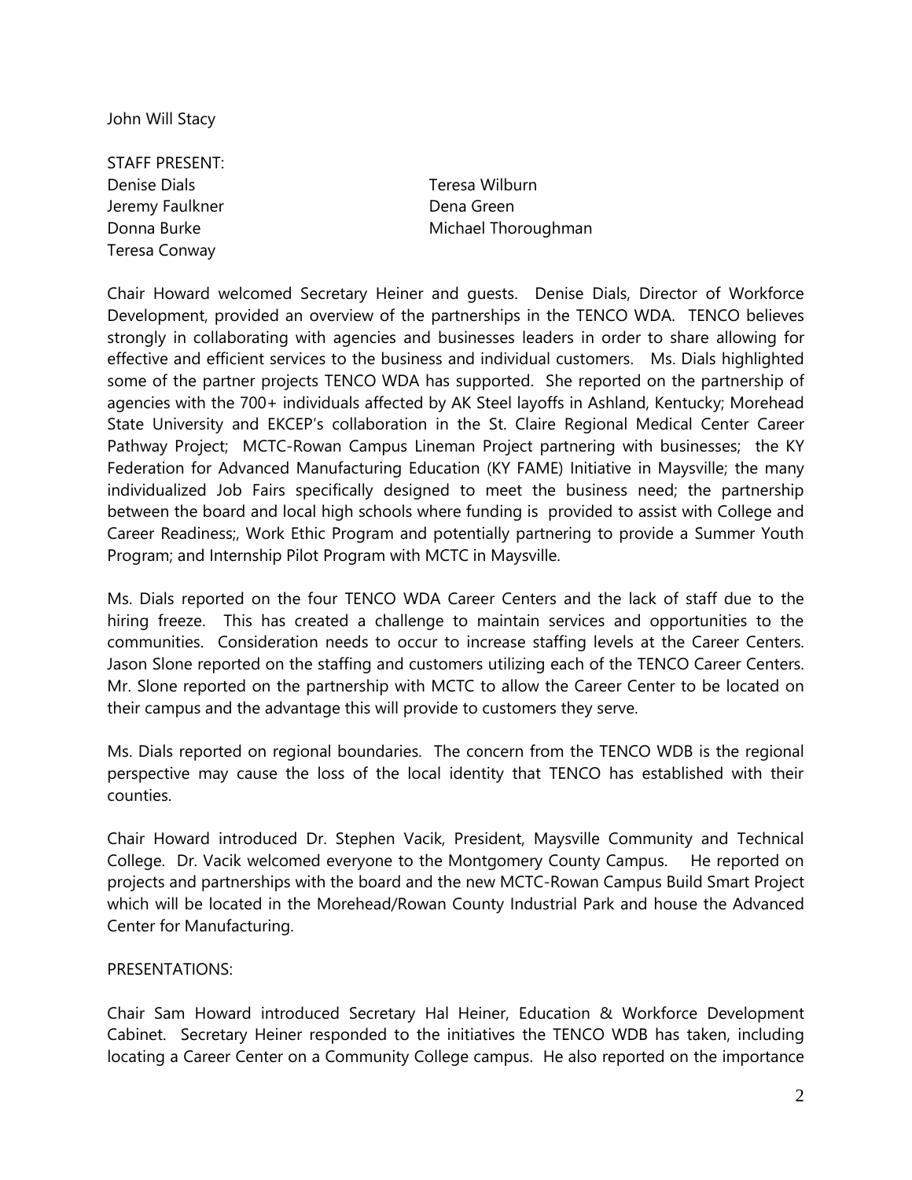John Will Stacy

STAFF PRESENT:

Denise Dials
Jeremy Faulkner
Donna Burke
Teresa Conway
Teresa Wilburn
Dena Green
Michael Thoroughman

Chair Howard welcomed Secretary Heiner and guests. Denise Dials, Director of Workforce Development, provided an overview of the partnerships in the TENCO WDA. TENCO believes strongly in collaborating with agencies and businesses leaders in order to share allowing for effective and efficient services to the business and individual customers. Ms. Dials highlighted some of the partner projects TENCO WDA has supported. She reported on the partnership of agencies with the 700+ individuals affected by AK Steel layoffs in Ashland, Kentucky; Morehead State University and EKCEP's collaboration in the St. Claire Regional Medical Center Career Pathway Project; MCTC-Rowan Campus Lineman Project partnering with businesses; the KY Federation for Advanced Manufacturing Education (KY FAME) Initiative in Maysville; the many individualized Job Fairs specifically designed to meet the business need; the partnership between the board and local high schools where funding is provided to assist with College and Career Readiness;, Work Ethic Program and potentially partnering to provide a Summer Youth Program; and Internship Pilot Program with MCTC in Maysville.

Ms. Dials reported on the four TENCO WDA Career Centers and the lack of staff due to the hiring freeze. This has created a challenge to maintain services and opportunities to the communities. Consideration needs to occur to increase staffing levels at the Career Centers. Jason Slone reported on the staffing and customers utilizing each of the TENCO Career Centers. Mr. Slone reported on the partnership with MCTC to allow the Career Center to be located on their campus and the advantage this will provide to customers they serve.

Ms. Dials reported on regional boundaries. The concern from the TENCO WDB is the regional perspective may cause the loss of the local identity that TENCO has established with their counties.

Chair Howard introduced Dr. Stephen Vacik, President, Maysville Community and Technical College. Dr. Vacik welcomed everyone to the Montgomery County Campus. He reported on projects and partnerships with the board and the new MCTC-Rowan Campus Build Smart Project which will be located in the Morehead/Rowan County Industrial Park and house the Advanced Center for Manufacturing.

PRESENTATIONS:

Chair Sam Howard introduced Secretary Hal Heiner, Education & Workforce Development Cabinet. Secretary Heiner responded to the initiatives the TENCO WDB has taken, including locating a Career Center on a Community College campus. He also reported on the importance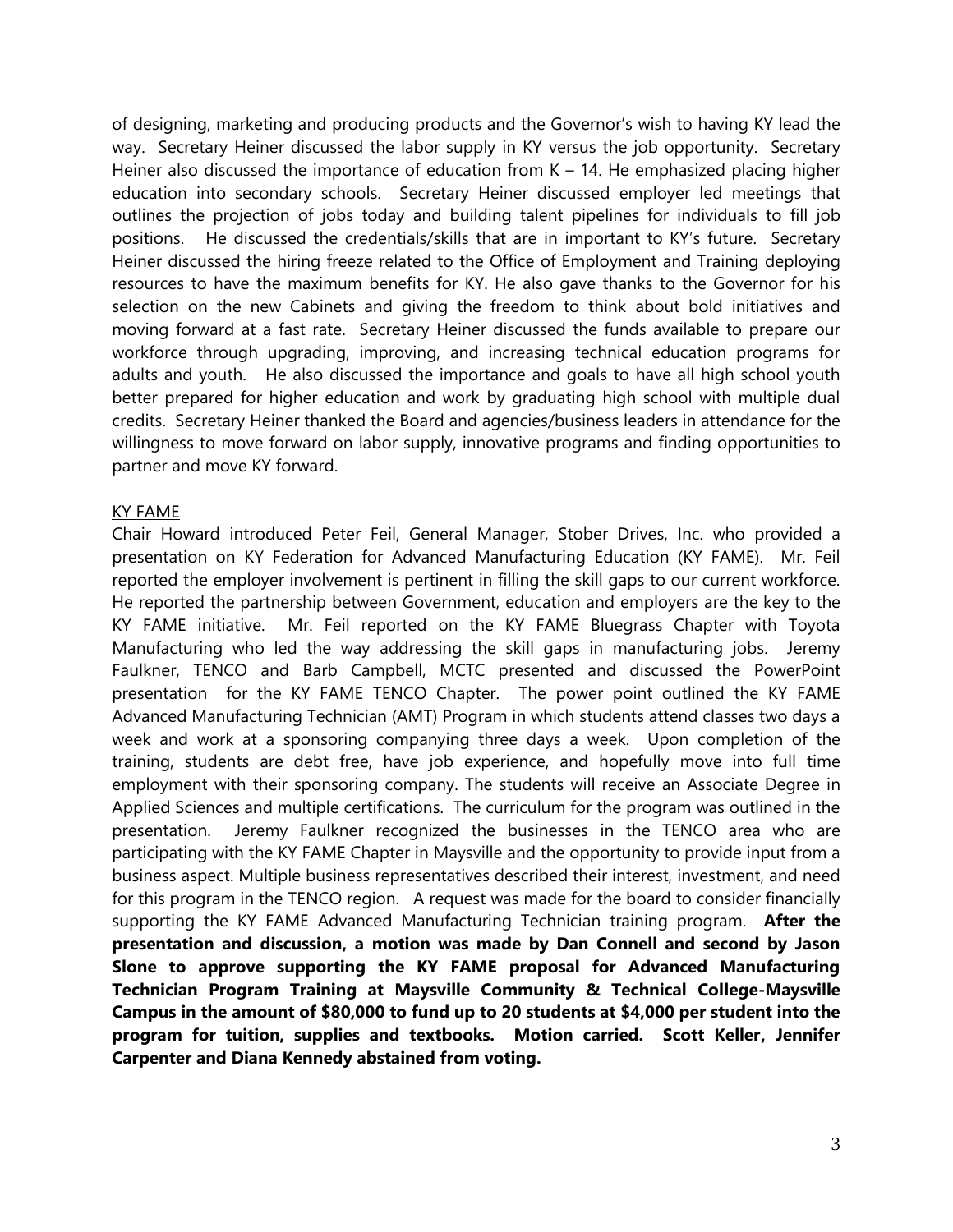of designing, marketing and producing products and the Governor's wish to having KY lead the way. Secretary Heiner discussed the labor supply in KY versus the job opportunity. Secretary Heiner also discussed the importance of education from K – 14. He emphasized placing higher education into secondary schools. Secretary Heiner discussed employer led meetings that outlines the projection of jobs today and building talent pipelines for individuals to fill job positions. He discussed the credentials/skills that are in important to KY's future. Secretary Heiner discussed the hiring freeze related to the Office of Employment and Training deploying resources to have the maximum benefits for KY. He also gave thanks to the Governor for his selection on the new Cabinets and giving the freedom to think about bold initiatives and moving forward at a fast rate. Secretary Heiner discussed the funds available to prepare our workforce through upgrading, improving, and increasing technical education programs for adults and youth. He also discussed the importance and goals to have all high school youth better prepared for higher education and work by graduating high school with multiple dual credits. Secretary Heiner thanked the Board and agencies/business leaders in attendance for the willingness to move forward on labor supply, innovative programs and finding opportunities to partner and move KY forward.

<u>KY FAME</u>

Chair Howard introduced Peter Feil, General Manager, Stober Drives, Inc. who provided a presentation on KY Federation for Advanced Manufacturing Education (KY FAME). Mr. Feil reported the employer involvement is pertinent in filling the skill gaps to our current workforce. He reported the partnership between Government, education and employers are the key to the KY FAME initiative. Mr. Feil reported on the KY FAME Bluegrass Chapter with Toyota Manufacturing who led the way addressing the skill gaps in manufacturing jobs. Jeremy Faulkner, TENCO and Barb Campbell, MCTC presented and discussed the PowerPoint presentation for the KY FAME TENCO Chapter. The power point outlined the KY FAME Advanced Manufacturing Technician (AMT) Program in which students attend classes two days a week and work at a sponsoring companying three days a week. Upon completion of the training, students are debt free, have job experience, and hopefully move into full time employment with their sponsoring company. The students will receive an Associate Degree in Applied Sciences and multiple certifications. The curriculum for the program was outlined in the presentation. Jeremy Faulkner recognized the businesses in the TENCO area who are participating with the KY FAME Chapter in Maysville and the opportunity to provide input from a business aspect. Multiple business representatives described their interest, investment, and need for this program in the TENCO region. A request was made for the board to consider financially supporting the KY FAME Advanced Manufacturing Technician training program. **After the presentation and discussion, a motion was made by Dan Connell and second by Jason Slone to approve supporting the KY FAME proposal for Advanced Manufacturing Technician Program Training at Maysville Community & Technical College-Maysville Campus in the amount of $80,000 to fund up to 20 students at $4,000 per student into the program for tuition, supplies and textbooks. Motion carried. Scott Keller, Jennifer Carpenter and Diana Kennedy abstained from voting.**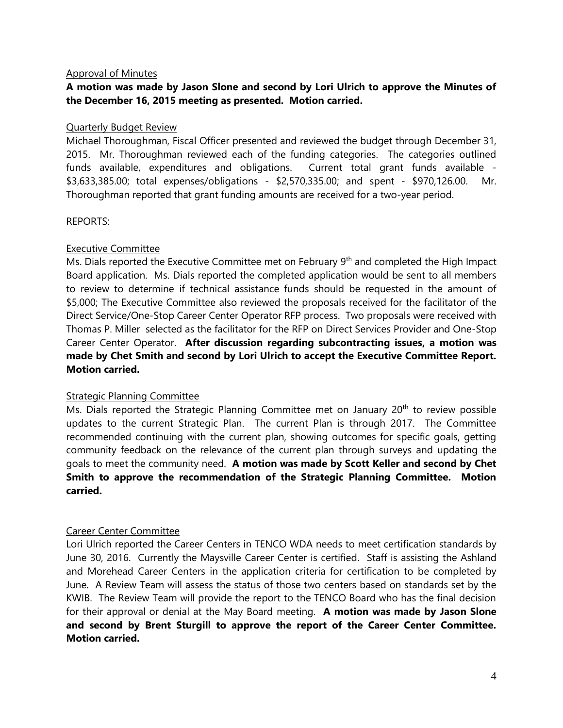Approval of Minutes

**A motion was made by Jason Slone and second by Lori Ulrich to approve the Minutes of the December 16, 2015 meeting as presented. Motion carried.**

Quarterly Budget Review

Michael Thoroughman, Fiscal Officer presented and reviewed the budget through December 31, 2015. Mr. Thoroughman reviewed each of the funding categories. The categories outlined funds available, expenditures and obligations. Current total grant funds available - $3,633,385.00; total expenses/obligations - $2,570,335.00; and spent - $970,126.00. Mr. Thoroughman reported that grant funding amounts are received for a two-year period.

REPORTS:

Executive Committee

Ms. Dials reported the Executive Committee met on February 9th and completed the High Impact Board application. Ms. Dials reported the completed application would be sent to all members to review to determine if technical assistance funds should be requested in the amount of $5,000; The Executive Committee also reviewed the proposals received for the facilitator of the Direct Service/One-Stop Career Center Operator RFP process. Two proposals were received with Thomas P. Miller selected as the facilitator for the RFP on Direct Services Provider and One-Stop Career Center Operator. **After discussion regarding subcontracting issues, a motion was made by Chet Smith and second by Lori Ulrich to accept the Executive Committee Report. Motion carried.**

Strategic Planning Committee

Ms. Dials reported the Strategic Planning Committee met on January 20th to review possible updates to the current Strategic Plan. The current Plan is through 2017. The Committee recommended continuing with the current plan, showing outcomes for specific goals, getting community feedback on the relevance of the current plan through surveys and updating the goals to meet the community need. **A motion was made by Scott Keller and second by Chet Smith to approve the recommendation of the Strategic Planning Committee. Motion carried.**

Career Center Committee

Lori Ulrich reported the Career Centers in TENCO WDA needs to meet certification standards by June 30, 2016. Currently the Maysville Career Center is certified. Staff is assisting the Ashland and Morehead Career Centers in the application criteria for certification to be completed by June. A Review Team will assess the status of those two centers based on standards set by the KWIB. The Review Team will provide the report to the TENCO Board who has the final decision for their approval or denial at the May Board meeting. **A motion was made by Jason Slone and second by Brent Sturgill to approve the report of the Career Center Committee. Motion carried.**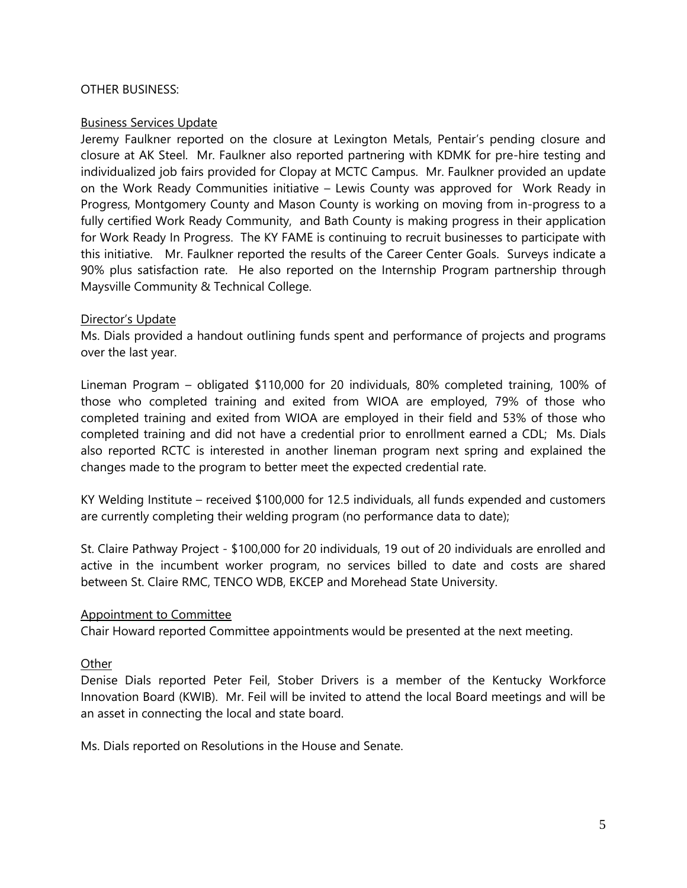OTHER BUSINESS:

Business Services Update

Jeremy Faulkner reported on the closure at Lexington Metals, Pentair's pending closure and closure at AK Steel. Mr. Faulkner also reported partnering with KDMK for pre-hire testing and individualized job fairs provided for Clopay at MCTC Campus. Mr. Faulkner provided an update on the Work Ready Communities initiative – Lewis County was approved for Work Ready in Progress, Montgomery County and Mason County is working on moving from in-progress to a fully certified Work Ready Community, and Bath County is making progress in their application for Work Ready In Progress. The KY FAME is continuing to recruit businesses to participate with this initiative. Mr. Faulkner reported the results of the Career Center Goals. Surveys indicate a 90% plus satisfaction rate. He also reported on the Internship Program partnership through Maysville Community & Technical College.

Director's Update

Ms. Dials provided a handout outlining funds spent and performance of projects and programs over the last year.

Lineman Program – obligated $110,000 for 20 individuals, 80% completed training, 100% of those who completed training and exited from WIOA are employed, 79% of those who completed training and exited from WIOA are employed in their field and 53% of those who completed training and did not have a credential prior to enrollment earned a CDL; Ms. Dials also reported RCTC is interested in another lineman program next spring and explained the changes made to the program to better meet the expected credential rate.

KY Welding Institute – received $100,000 for 12.5 individuals, all funds expended and customers are currently completing their welding program (no performance data to date);

St. Claire Pathway Project - $100,000 for 20 individuals, 19 out of 20 individuals are enrolled and active in the incumbent worker program, no services billed to date and costs are shared between St. Claire RMC, TENCO WDB, EKCEP and Morehead State University.

Appointment to Committee

Chair Howard reported Committee appointments would be presented at the next meeting.

Other

Denise Dials reported Peter Feil, Stober Drivers is a member of the Kentucky Workforce Innovation Board (KWIB). Mr. Feil will be invited to attend the local Board meetings and will be an asset in connecting the local and state board.

Ms. Dials reported on Resolutions in the House and Senate.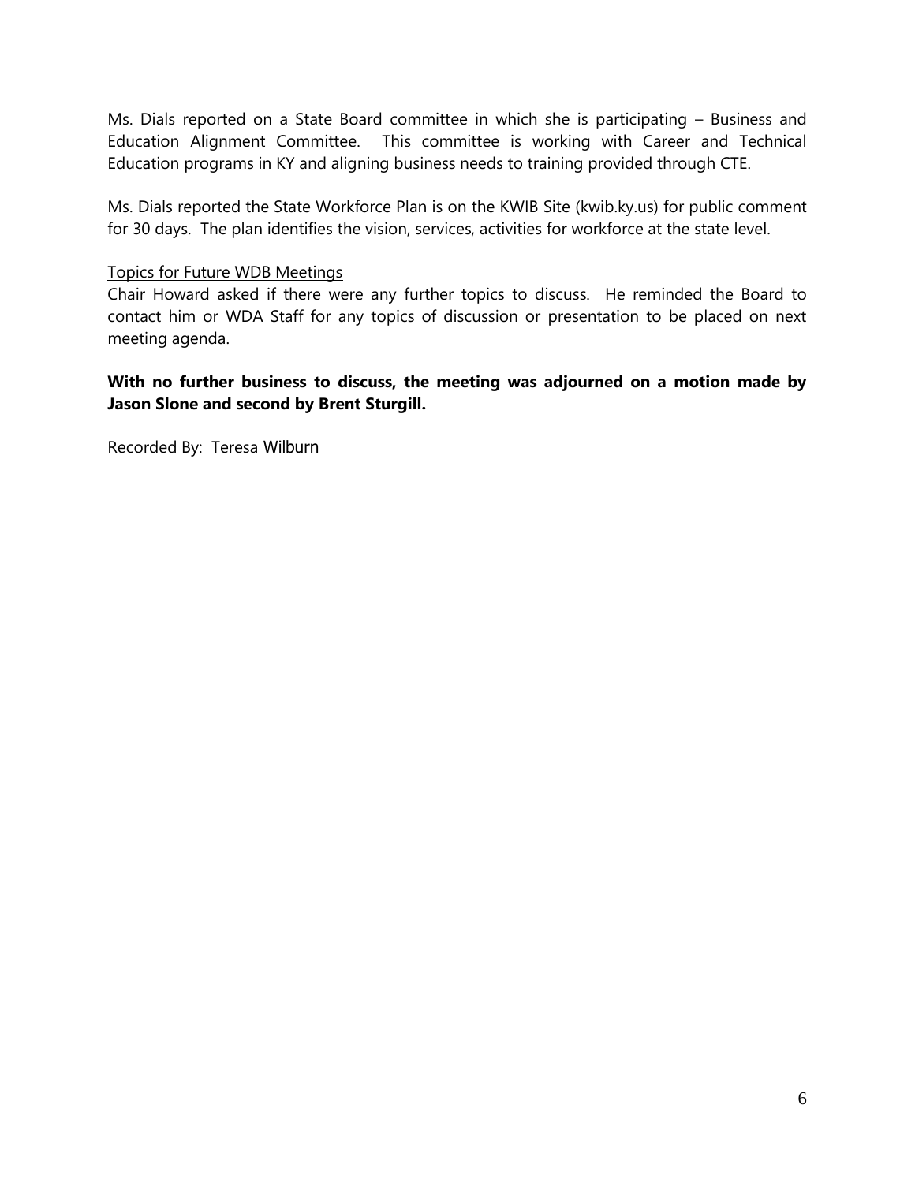Ms. Dials reported on a State Board committee in which she is participating – Business and Education Alignment Committee. This committee is working with Career and Technical Education programs in KY and aligning business needs to training provided through CTE.

Ms. Dials reported the State Workforce Plan is on the KWIB Site (kwib.ky.us) for public comment for 30 days. The plan identifies the vision, services, activities for workforce at the state level.

<u>Topics for Future WDB Meetings</u>

Chair Howard asked if there were any further topics to discuss. He reminded the Board to contact him or WDA Staff for any topics of discussion or presentation to be placed on next meeting agenda.

**With no further business to discuss, the meeting was adjourned on a motion made by Jason Slone and second by Brent Sturgill.**

Recorded By: Teresa Wilburn